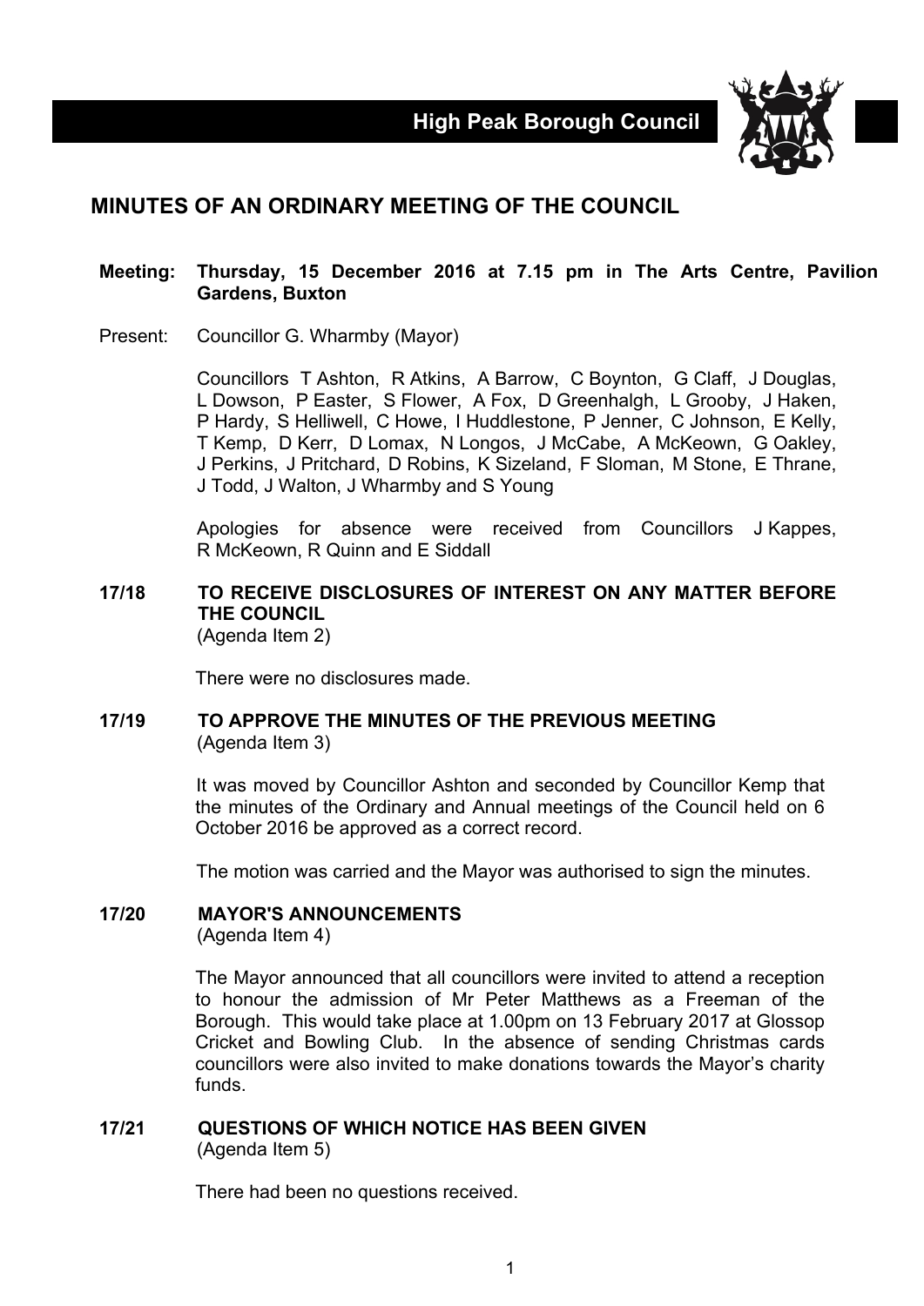# High Peak Borough Council

## MINUTES OF AN ORDINARY MEETING OF THE COUNCIL

**Meeting: Thursday, 15 December 2016 at 7.15 pm in The Arts Centre, Pavilion Gardens, Buxton**

Present: Councillor G. Wharmby (Mayor)

Councillors T Ashton, R Atkins, A Barrow, C Boynton, G Claff, J Douglas, L Dowson, P Easter, S Flower, A Fox, D Greenhalgh, L Grooby, J Haken, P Hardy, S Helliwell, C Howe, I Huddlestone, P Jenner, C Johnson, E Kelly, T Kemp, D Kerr, D Lomax, N Longos, J McCabe, A McKeown, G Oakley, J Perkins, J Pritchard, D Robins, K Sizeland, F Sloman, M Stone, E Thrane, J Todd, J Walton, J Wharmby and S Young

Apologies for absence were received from Councillors J Kappes, R McKeown, R Quinn and E Siddall

### 17/18 TO RECEIVE DISCLOSURES OF INTEREST ON ANY MATTER BEFORE THE COUNCIL
(Agenda Item 2)

There were no disclosures made.

### 17/19 TO APPROVE THE MINUTES OF THE PREVIOUS MEETING
(Agenda Item 3)

It was moved by Councillor Ashton and seconded by Councillor Kemp that the minutes of the Ordinary and Annual meetings of the Council held on 6 October 2016 be approved as a correct record.

The motion was carried and the Mayor was authorised to sign the minutes.

### 17/20 MAYOR'S ANNOUNCEMENTS
(Agenda Item 4)

The Mayor announced that all councillors were invited to attend a reception to honour the admission of Mr Peter Matthews as a Freeman of the Borough. This would take place at 1.00pm on 13 February 2017 at Glossop Cricket and Bowling Club. In the absence of sending Christmas cards councillors were also invited to make donations towards the Mayor's charity funds.

### 17/21 QUESTIONS OF WHICH NOTICE HAS BEEN GIVEN
(Agenda Item 5)

There had been no questions received.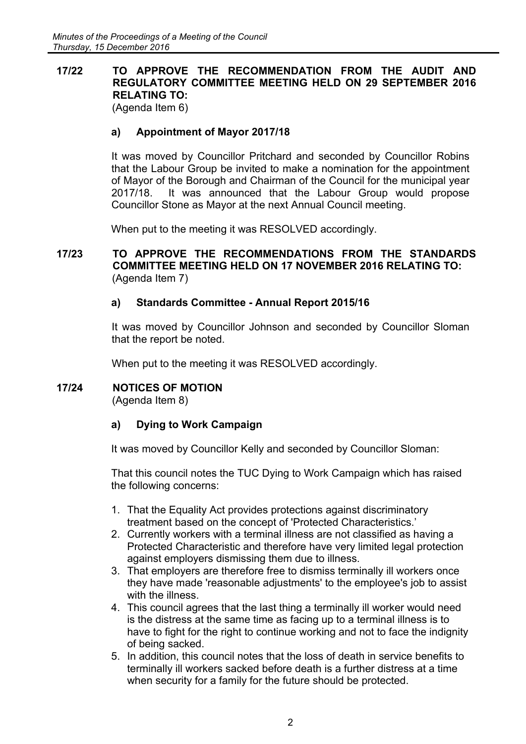## 17/22 TO APPROVE THE RECOMMENDATION FROM THE AUDIT AND REGULATORY COMMITTEE MEETING HELD ON 29 SEPTEMBER 2016 RELATING TO:

(Agenda Item 6)

### a) Appointment of Mayor 2017/18

It was moved by Councillor Pritchard and seconded by Councillor Robins that the Labour Group be invited to make a nomination for the appointment of Mayor of the Borough and Chairman of the Council for the municipal year 2017/18. It was announced that the Labour Group would propose Councillor Stone as Mayor at the next Annual Council meeting.

When put to the meeting it was RESOLVED accordingly.

## 17/23 TO APPROVE THE RECOMMENDATIONS FROM THE STANDARDS COMMITTEE MEETING HELD ON 17 NOVEMBER 2016 RELATING TO:

(Agenda Item 7)

### a) Standards Committee - Annual Report 2015/16

It was moved by Councillor Johnson and seconded by Councillor Sloman that the report be noted.

When put to the meeting it was RESOLVED accordingly.

## 17/24 NOTICES OF MOTION

(Agenda Item 8)

### a) Dying to Work Campaign

It was moved by Councillor Kelly and seconded by Councillor Sloman:

That this council notes the TUC Dying to Work Campaign which has raised the following concerns:

1. That the Equality Act provides protections against discriminatory treatment based on the concept of 'Protected Characteristics.'
2. Currently workers with a terminal illness are not classified as having a Protected Characteristic and therefore have very limited legal protection against employers dismissing them due to illness.
3. That employers are therefore free to dismiss terminally ill workers once they have made 'reasonable adjustments' to the employee's job to assist with the illness.
4. This council agrees that the last thing a terminally ill worker would need is the distress at the same time as facing up to a terminal illness is to have to fight for the right to continue working and not to face the indignity of being sacked.
5. In addition, this council notes that the loss of death in service benefits to terminally ill workers sacked before death is a further distress at a time when security for a family for the future should be protected.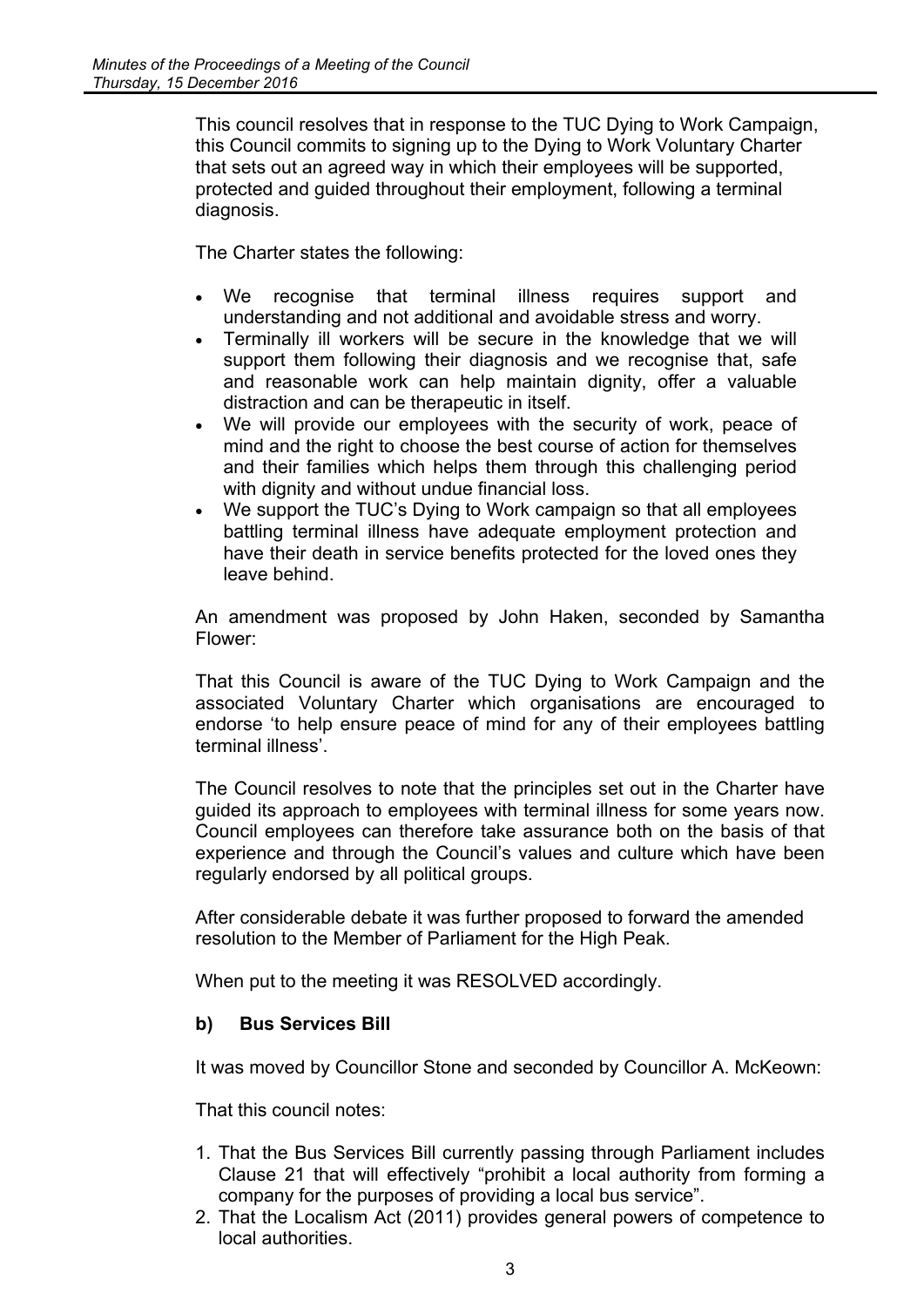This council resolves that in response to the TUC Dying to Work Campaign, this Council commits to signing up to the Dying to Work Voluntary Charter that sets out an agreed way in which their employees will be supported, protected and guided throughout their employment, following a terminal diagnosis.

The Charter states the following:

- We recognise that terminal illness requires support and understanding and not additional and avoidable stress and worry.
- Terminally ill workers will be secure in the knowledge that we will support them following their diagnosis and we recognise that, safe and reasonable work can help maintain dignity, offer a valuable distraction and can be therapeutic in itself.
- We will provide our employees with the security of work, peace of mind and the right to choose the best course of action for themselves and their families which helps them through this challenging period with dignity and without undue financial loss.
- We support the TUC's Dying to Work campaign so that all employees battling terminal illness have adequate employment protection and have their death in service benefits protected for the loved ones they leave behind.

An amendment was proposed by John Haken, seconded by Samantha Flower:

That this Council is aware of the TUC Dying to Work Campaign and the associated Voluntary Charter which organisations are encouraged to endorse 'to help ensure peace of mind for any of their employees battling terminal illness'.

The Council resolves to note that the principles set out in the Charter have guided its approach to employees with terminal illness for some years now. Council employees can therefore take assurance both on the basis of that experience and through the Council's values and culture which have been regularly endorsed by all political groups.

After considerable debate it was further proposed to forward the amended resolution to the Member of Parliament for the High Peak.

When put to the meeting it was RESOLVED accordingly.

**b) Bus Services Bill**

It was moved by Councillor Stone and seconded by Councillor A. McKeown:

That this council notes:

1. That the Bus Services Bill currently passing through Parliament includes Clause 21 that will effectively "prohibit a local authority from forming a company for the purposes of providing a local bus service".
2. That the Localism Act (2011) provides general powers of competence to local authorities.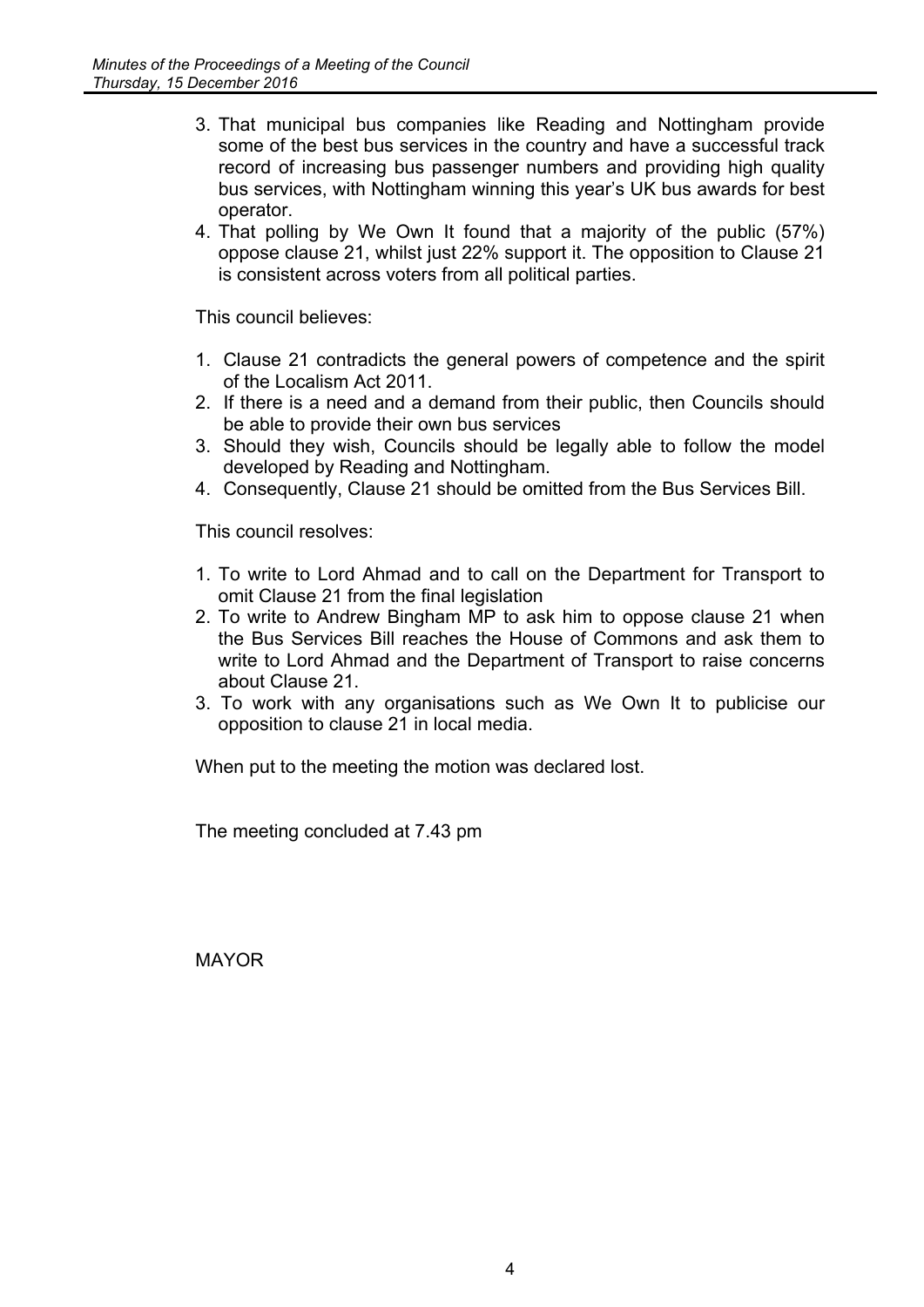3. That municipal bus companies like Reading and Nottingham provide some of the best bus services in the country and have a successful track record of increasing bus passenger numbers and providing high quality bus services, with Nottingham winning this year's UK bus awards for best operator.
4. That polling by We Own It found that a majority of the public (57%) oppose clause 21, whilst just 22% support it. The opposition to Clause 21 is consistent across voters from all political parties.

This council believes:

1. Clause 21 contradicts the general powers of competence and the spirit of the Localism Act 2011.
2. If there is a need and a demand from their public, then Councils should be able to provide their own bus services
3. Should they wish, Councils should be legally able to follow the model developed by Reading and Nottingham.
4. Consequently, Clause 21 should be omitted from the Bus Services Bill.

This council resolves:

1. To write to Lord Ahmad and to call on the Department for Transport to omit Clause 21 from the final legislation
2. To write to Andrew Bingham MP to ask him to oppose clause 21 when the Bus Services Bill reaches the House of Commons and ask them to write to Lord Ahmad and the Department of Transport to raise concerns about Clause 21.
3. To work with any organisations such as We Own It to publicise our opposition to clause 21 in local media.

When put to the meeting the motion was declared lost.

The meeting concluded at 7.43 pm

MAYOR